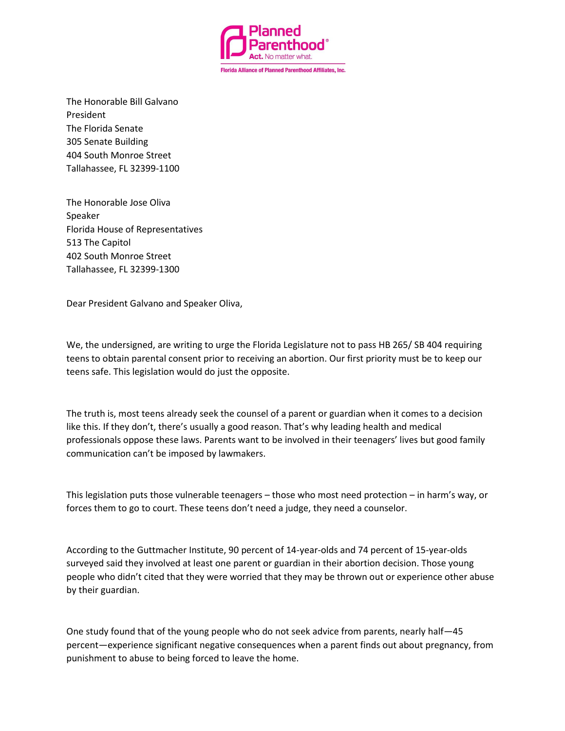Planned Parenthood®
Act. No matter what.
Florida Alliance of Planned Parenthood Affiliates, Inc.

The Honorable Bill Galvano
President
The Florida Senate
305 Senate Building
404 South Monroe Street
Tallahassee, FL 32399-1100

The Honorable Jose Oliva
Speaker
Florida House of Representatives
513 The Capitol
402 South Monroe Street
Tallahassee, FL 32399-1300

Dear President Galvano and Speaker Oliva,

We, the undersigned, are writing to urge the Florida Legislature not to pass HB 265/ SB 404 requiring teens to obtain parental consent prior to receiving an abortion. Our first priority must be to keep our teens safe. This legislation would do just the opposite.

The truth is, most teens already seek the counsel of a parent or guardian when it comes to a decision like this. If they don't, there's usually a good reason. That's why leading health and medical professionals oppose these laws. Parents want to be involved in their teenagers' lives but good family communication can't be imposed by lawmakers.

This legislation puts those vulnerable teenagers – those who most need protection – in harm's way, or forces them to go to court. These teens don't need a judge, they need a counselor.

According to the Guttmacher Institute, 90 percent of 14-year-olds and 74 percent of 15-year-olds surveyed said they involved at least one parent or guardian in their abortion decision. Those young people who didn't cited that they were worried that they may be thrown out or experience other abuse by their guardian.

One study found that of the young people who do not seek advice from parents, nearly half—45 percent—experience significant negative consequences when a parent finds out about pregnancy, from punishment to abuse to being forced to leave the home.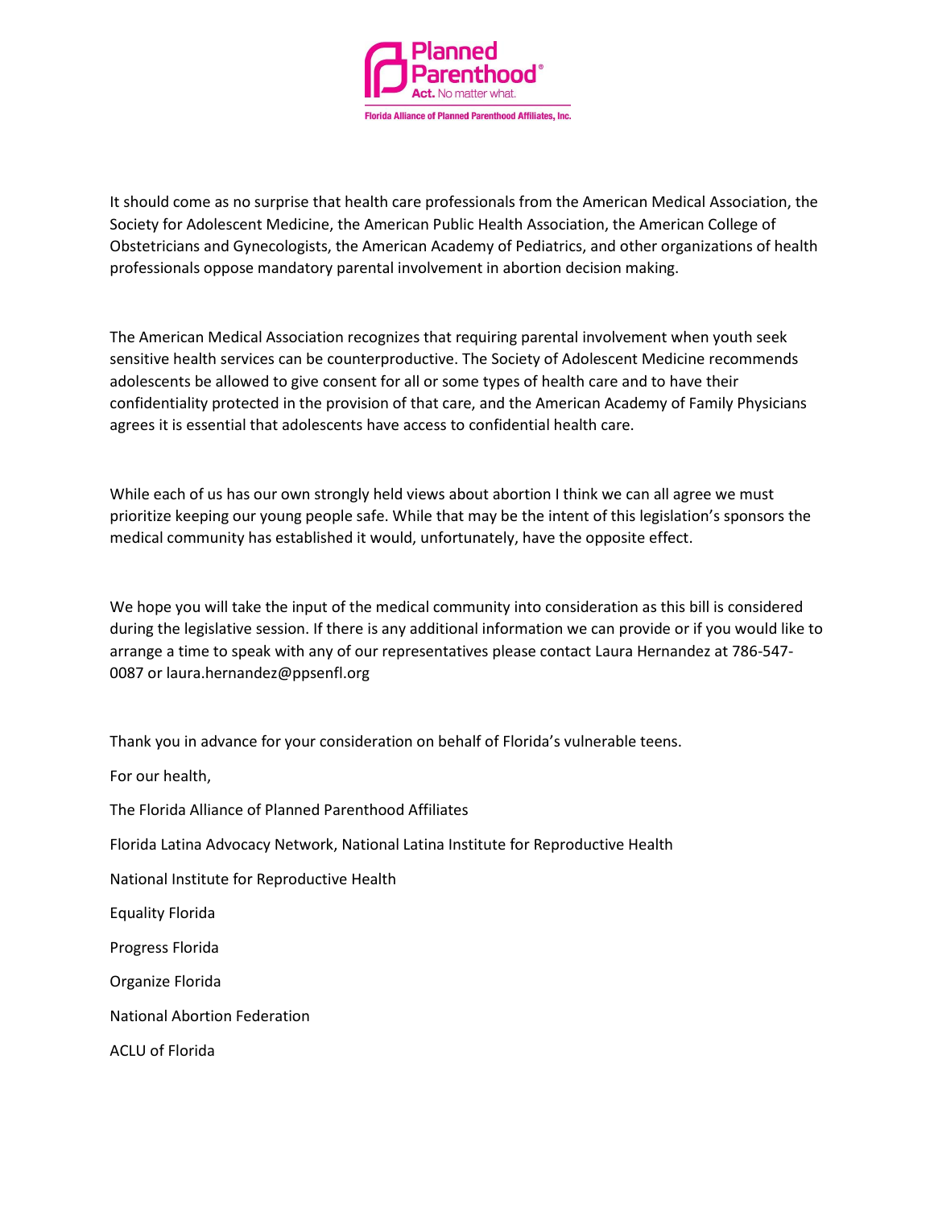It should come as no surprise that health care professionals from the American Medical Association, the Society for Adolescent Medicine, the American Public Health Association, the American College of Obstetricians and Gynecologists, the American Academy of Pediatrics, and other organizations of health professionals oppose mandatory parental involvement in abortion decision making.

The American Medical Association recognizes that requiring parental involvement when youth seek sensitive health services can be counterproductive. The Society of Adolescent Medicine recommends adolescents be allowed to give consent for all or some types of health care and to have their confidentiality protected in the provision of that care, and the American Academy of Family Physicians agrees it is essential that adolescents have access to confidential health care.

While each of us has our own strongly held views about abortion I think we can all agree we must prioritize keeping our young people safe. While that may be the intent of this legislation's sponsors the medical community has established it would, unfortunately, have the opposite effect.

We hope you will take the input of the medical community into consideration as this bill is considered during the legislative session. If there is any additional information we can provide or if you would like to arrange a time to speak with any of our representatives please contact Laura Hernandez at 786-547-0087 or laura.hernandez@ppsenfl.org

Thank you in advance for your consideration on behalf of Florida's vulnerable teens.

For our health,

The Florida Alliance of Planned Parenthood Affiliates

Florida Latina Advocacy Network, National Latina Institute for Reproductive Health

National Institute for Reproductive Health

Equality Florida

Progress Florida

Organize Florida

National Abortion Federation

ACLU of Florida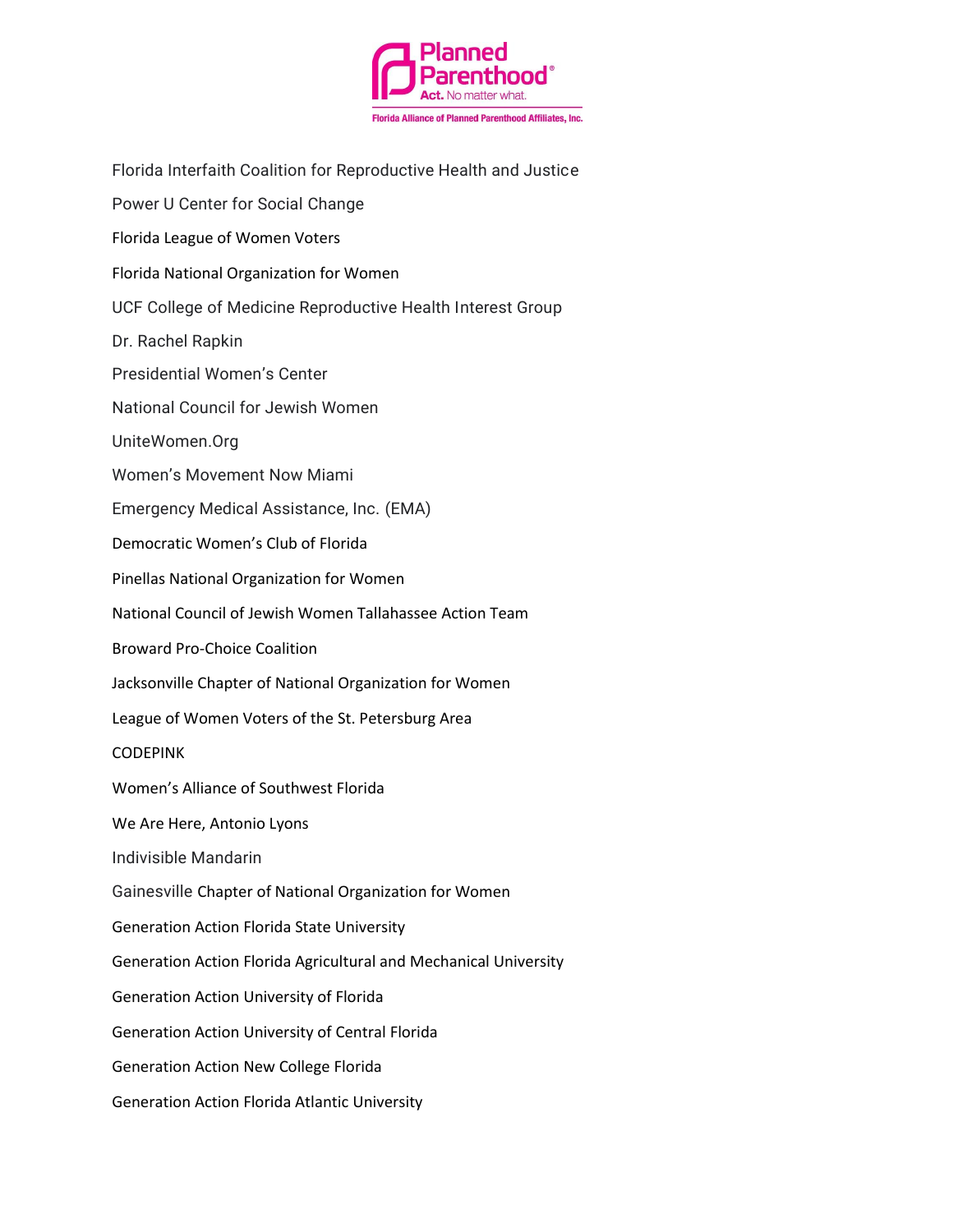Florida Interfaith Coalition for Reproductive Health and Justice

Power U Center for Social Change

Florida League of Women Voters

Florida National Organization for Women

UCF College of Medicine Reproductive Health Interest Group

Dr. Rachel Rapkin

Presidential Women's Center

National Council for Jewish Women

UniteWomen.Org

Women's Movement Now Miami

Emergency Medical Assistance, Inc. (EMA)

Democratic Women's Club of Florida

Pinellas National Organization for Women

National Council of Jewish Women Tallahassee Action Team

Broward Pro-Choice Coalition

Jacksonville Chapter of National Organization for Women

League of Women Voters of the St. Petersburg Area

CODEPINK

Women's Alliance of Southwest Florida

We Are Here, Antonio Lyons

Indivisible Mandarin

Gainesville Chapter of National Organization for Women

Generation Action Florida State University

Generation Action Florida Agricultural and Mechanical University

Generation Action University of Florida

Generation Action University of Central Florida

Generation Action New College Florida

Generation Action Florida Atlantic University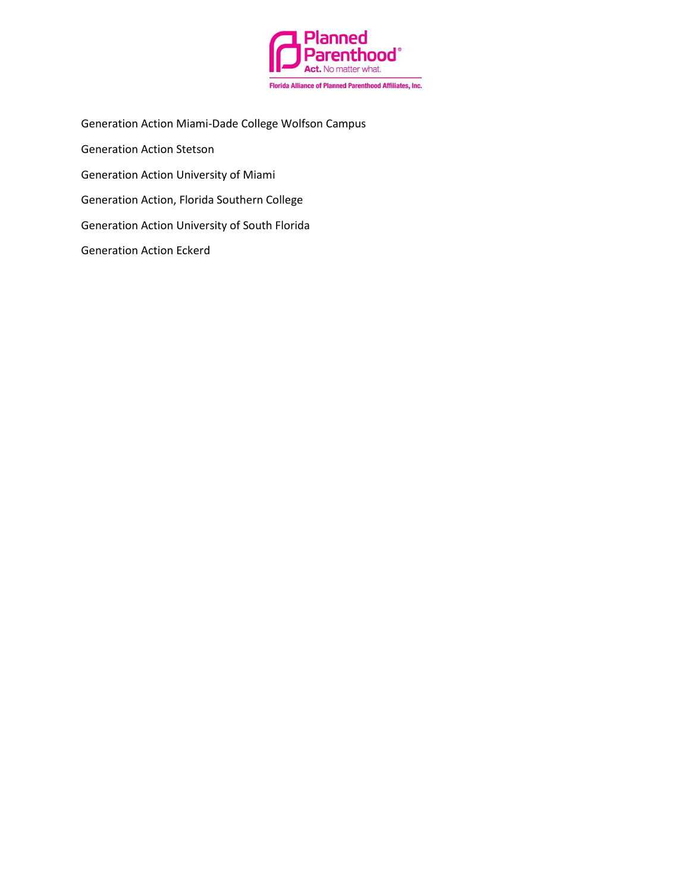Planned Parenthood®
Act. No matter what.
Florida Alliance of Planned Parenthood Affiliates, Inc.

Generation Action Miami-Dade College Wolfson Campus

Generation Action Stetson

Generation Action University of Miami

Generation Action, Florida Southern College

Generation Action University of South Florida

Generation Action Eckerd